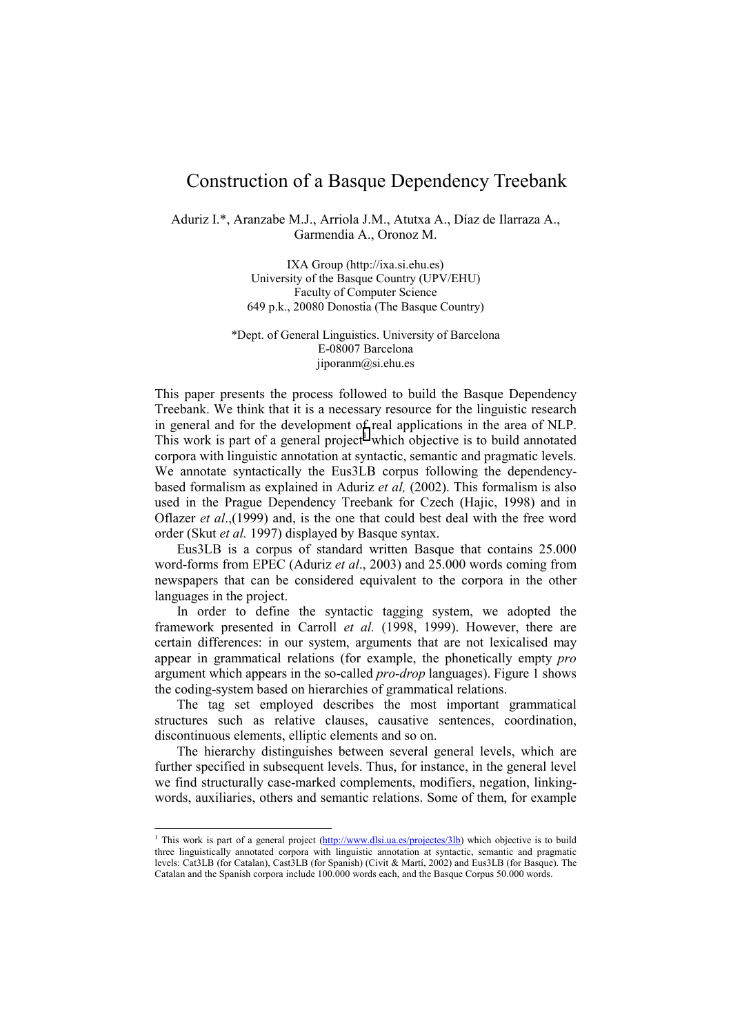# Construction of a Basque Dependency Treebank

Aduriz I.*, Aranzabe M.J., Arriola J.M., Atutxa A., Díaz de Ilarraza A., Garmendia A., Oronoz M.

IXA Group (http://ixa.si.ehu.es)
University of the Basque Country (UPV/EHU)
Faculty of Computer Science
649 p.k., 20080 Donostia (The Basque Country)

*Dept. of General Linguistics. University of Barcelona
E-08007 Barcelona
jiporanm@si.ehu.es

This paper presents the process followed to build the Basque Dependency Treebank. We think that it is a necessary resource for the linguistic research in general and for the development of real applications in the area of NLP. This work is part of a general project[1] which objective is to build annotated corpora with linguistic annotation at syntactic, semantic and pragmatic levels. We annotate syntactically the Eus3LB corpus following the dependency-based formalism as explained in Aduriz *et al,* (2002). This formalism is also used in the Prague Dependency Treebank for Czech (Hajic, 1998) and in Oflazer *et al*.,(1999) and, is the one that could best deal with the free word order (Skut *et al.* 1997) displayed by Basque syntax.

Eus3LB is a corpus of standard written Basque that contains 25.000 word-forms from EPEC (Aduriz *et al*., 2003) and 25.000 words coming from newspapers that can be considered equivalent to the corpora in the other languages in the project.

In order to define the syntactic tagging system, we adopted the framework presented in Carroll *et al.* (1998, 1999). However, there are certain differences: in our system, arguments that are not lexicalised may appear in grammatical relations (for example, the phonetically empty *pro* argument which appears in the so-called *pro-drop* languages). Figure 1 shows the coding-system based on hierarchies of grammatical relations.

The tag set employed describes the most important grammatical structures such as relative clauses, causative sentences, coordination, discontinuous elements, elliptic elements and so on.

The hierarchy distinguishes between several general levels, which are further specified in subsequent levels. Thus, for instance, in the general level we find structurally case-marked complements, modifiers, negation, linking-words, auxiliaries, others and semantic relations. Some of them, for example

[1] This work is part of a general project (http://www.dlsi.ua.es/projectes/3lb) which objective is to build three linguistically annotated corpora with linguistic annotation at syntactic, semantic and pragmatic levels: Cat3LB (for Catalan), Cast3LB (for Spanish) (Civit & Martí, 2002) and Eus3LB (for Basque). The Catalan and the Spanish corpora include 100.000 words each, and the Basque Corpus 50.000 words.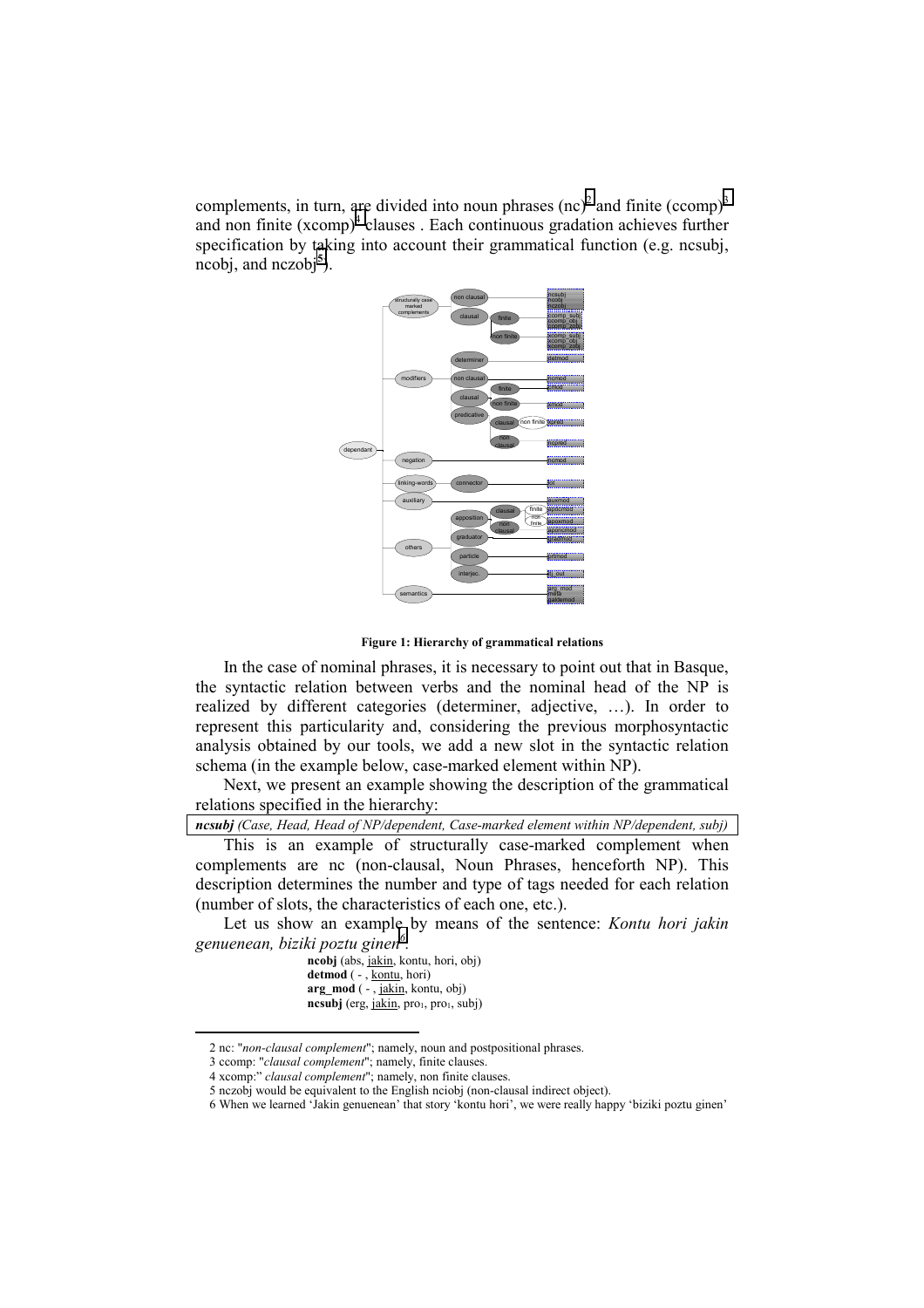complements, in turn, are divided into noun phrases (nc)[2] and finite (ccomp)[3] and non finite (xcomp)[4] clauses . Each continuous gradation achieves further specification by taking into account their grammatical function (e.g. ncsubj, ncobj, and nczobj[5]).

**Figure 1: Hierarchy of grammatical relations**

In the case of nominal phrases, it is necessary to point out that in Basque, the syntactic relation between verbs and the nominal head of the NP is realized by different categories (determiner, adjective, …). In order to represent this particularity and, considering the previous morphosyntactic analysis obtained by our tools, we add a new slot in the syntactic relation schema (in the example below, case-marked element within NP).

Next, we present an example showing the description of the grammatical relations specified in the hierarchy:

***ncsubj*** *(Case, Head, Head of NP/dependent, Case-marked element within NP/dependent, subj)*

This is an example of structurally case-marked complement when complements are nc (non-clausal, Noun Phrases, henceforth NP). This description determines the number and type of tags needed for each relation (number of slots, the characteristics of each one, etc.).

Let us show an example by means of the sentence: *Kontu hori jakin genuenean, biziki poztu ginen*[6].

**ncobj** (abs, jakin, kontu, hori, obj)
**detmod** ( - , kontu, hori)
**arg_mod** ( - , jakin, kontu, obj)
**ncsubj** (erg, jakin, $pro_1$, $pro_1$, subj)

---

2 nc: "*non-clausal complement*"; namely, noun and postpositional phrases.

3 ccomp: "*clausal complement*"; namely, finite clauses.

4 xcomp:" *clausal complement*"; namely, non finite clauses.

5 nczobj would be equivalent to the English nciobj (non-clausal indirect object).

6 When we learned 'Jakin genuenean' that story 'kontu hori', we were really happy 'biziki poztu ginen'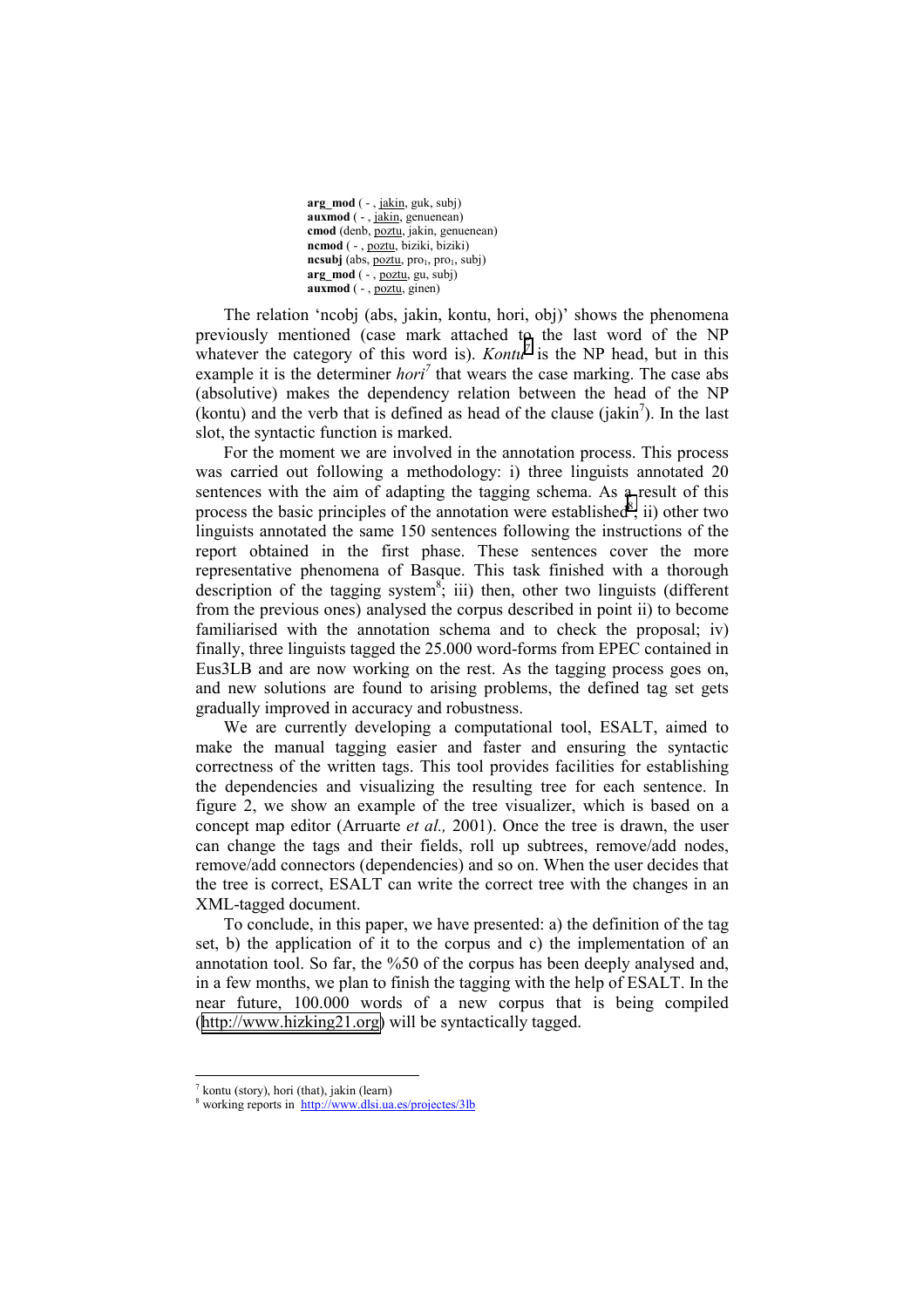**arg_mod** ( - , jakin, guk, subj)
**auxmod** ( - , jakin, genuenean)
**cmod** (denb, poztu, jakin, genuenean)
**ncmod** ( - , poztu, biziki, biziki)
**ncsubj** (abs, poztu, $pro_1$, $pro_1$, subj)
**arg_mod** ( - , poztu, gu, subj)
**auxmod** ( - , poztu, ginen)

The relation 'ncobj (abs, jakin, kontu, hori, obj)' shows the phenomena previously mentioned (case mark attached to the last word of the NP whatever the category of this word is). *Kontu*[7] is the NP head, but in this example it is the determiner *hori*[7] that wears the case marking. The case abs (absolutive) makes the dependency relation between the head of the NP (kontu) and the verb that is defined as head of the clause (jakin[7]). In the last slot, the syntactic function is marked.

For the moment we are involved in the annotation process. This process was carried out following a methodology: i) three linguists annotated 20 sentences with the aim of adapting the tagging schema. As a result of this process the basic principles of the annotation were established[8]; ii) other two linguists annotated the same 150 sentences following the instructions of the report obtained in the first phase. These sentences cover the more representative phenomena of Basque. This task finished with a thorough description of the tagging system[8]; iii) then, other two linguists (different from the previous ones) analysed the corpus described in point ii) to become familiarised with the annotation schema and to check the proposal; iv) finally, three linguists tagged the 25.000 word-forms from EPEC contained in Eus3LB and are now working on the rest. As the tagging process goes on, and new solutions are found to arising problems, the defined tag set gets gradually improved in accuracy and robustness.

We are currently developing a computational tool, ESALT, aimed to make the manual tagging easier and faster and ensuring the syntactic correctness of the written tags. This tool provides facilities for establishing the dependencies and visualizing the resulting tree for each sentence. In figure 2, we show an example of the tree visualizer, which is based on a concept map editor (Arruarte *et al.,* 2001). Once the tree is drawn, the user can change the tags and their fields, roll up subtrees, remove/add nodes, remove/add connectors (dependencies) and so on. When the user decides that the tree is correct, ESALT can write the correct tree with the changes in an XML-tagged document.

To conclude, in this paper, we have presented: a) the definition of the tag set, b) the application of it to the corpus and c) the implementation of an annotation tool. So far, the %50 of the corpus has been deeply analysed and, in a few months, we plan to finish the tagging with the help of ESALT. In the near future, 100.000 words of a new corpus that is being compiled (http://www.hizking21.org) will be syntactically tagged.

---

[7] kontu (story), hori (that), jakin (learn)

[8] working reports in http://www.dlsi.ua.es/projectes/3lb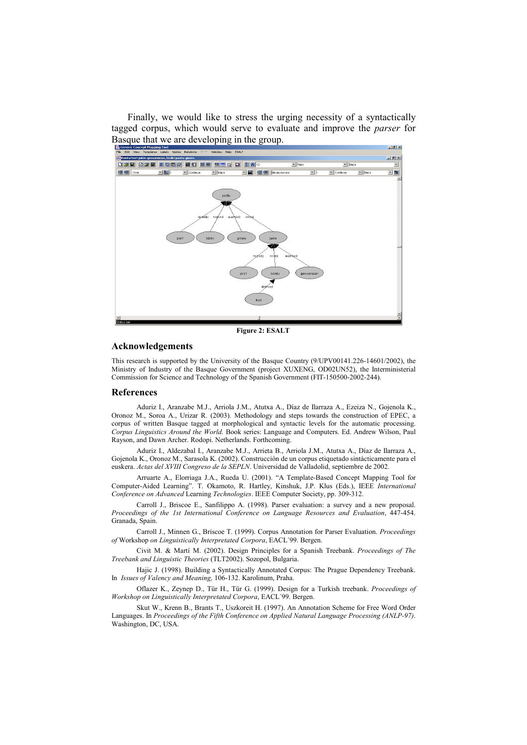Finally, we would like to stress the urging necessity of a syntactically tagged corpus, which would serve to evaluate and improve the *parser* for Basque that we are developing in the group.

**Figure 2: ESALT**

## Acknowledgements

This research is supported by the University of the Basque Country (9/UPV00141.226-14601/2002), the Ministry of Industry of the Basque Government (project XUXENG, OD02UN52), the Interministerial Commission for Science and Technology of the Spanish Government (FIT-150500-2002-244).

## References

Aduriz I., Aranzabe M.J., Arriola J.M., Atutxa A., Díaz de Ilarraza A., Ezeiza N., Gojenola K., Oronoz M., Soroa A., Urizar R. (2003). Methodology and steps towards the construction of EPEC, a corpus of written Basque tagged at morphological and syntactic levels for the automatic processing. *Corpus Linguistics Around the World.* Book series: Language and Computers. Ed. Andrew Wilson, Paul Rayson, and Dawn Archer. Rodopi. Netherlands. Forthcoming.

Aduriz I., Aldezabal I., Aranzabe M.J., Arrieta B., Arriola J.M., Atutxa A., Díaz de Ilarraza A., Gojenola K., Oronoz M., Sarasola K. (2002). Construcción de un corpus etiquetado sintácticamente para el euskera. *Actas del XVIII Congreso de la SEPLN*. Universidad de Valladolid, septiembre de 2002.

Arruarte A., Elorriaga J.A., Rueda U. (2001). "A Template-Based Concept Mapping Tool for Computer-Aided Learning". T. Okamoto, R. Hartley, Kinshuk, J.P. Klus (Eds.), IEEE *International Conference on Advanced* Learning *Technologies*. IEEE Computer Society, pp. 309-312.

Carroll J., Briscoe E., Sanfilippo A. (1998). Parser evaluation: a survey and a new proposal. *Proceedings of the 1st International Conference on Language Resources and Evaluation*, 447-454. Granada, Spain.

Carroll J., Minnen G., Briscoe T. (1999). Corpus Annotation for Parser Evaluation. *Proceedings of* Workshop *on Linguistically Interpreted Corpora*, EACL´99. Bergen.

Civit M. & Martí M. (2002). Design Principles for a Spanish Treebank. *Proceedings of The Treebank and Linguistic Theories* (TLT2002). Sozopol, Bulgaria.

Hajic J. (1998). Building a Syntactically Annotated Corpus: The Prague Dependency Treebank. In *Issues of Valency and Meaning,* 106-132. Karolinum, Praha.

Oflazer K., Zeynep D., Tür H., Tür G. (1999). Design for a Turkish treebank. *Proceedings of Workshop on Linguistically Interpreted Corpora*, EACL´99. Bergen.

Skut W., Krenn B., Brants T., Uszkoreit H. (1997). An Annotation Scheme for Free Word Order Languages. In *Proceedings of the Fifth Conference on Applied Natural Language Processing (ANLP-97)*. Washington, DC, USA.